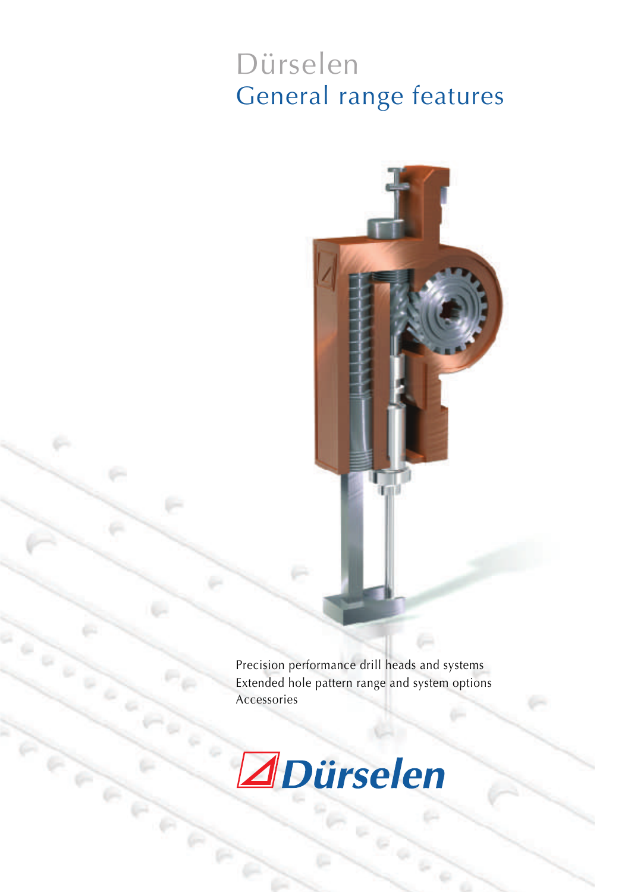# Dürselen
## General range features

Precision performance drill heads and systems
Extended hole pattern range and system options
Accessories

Dürselen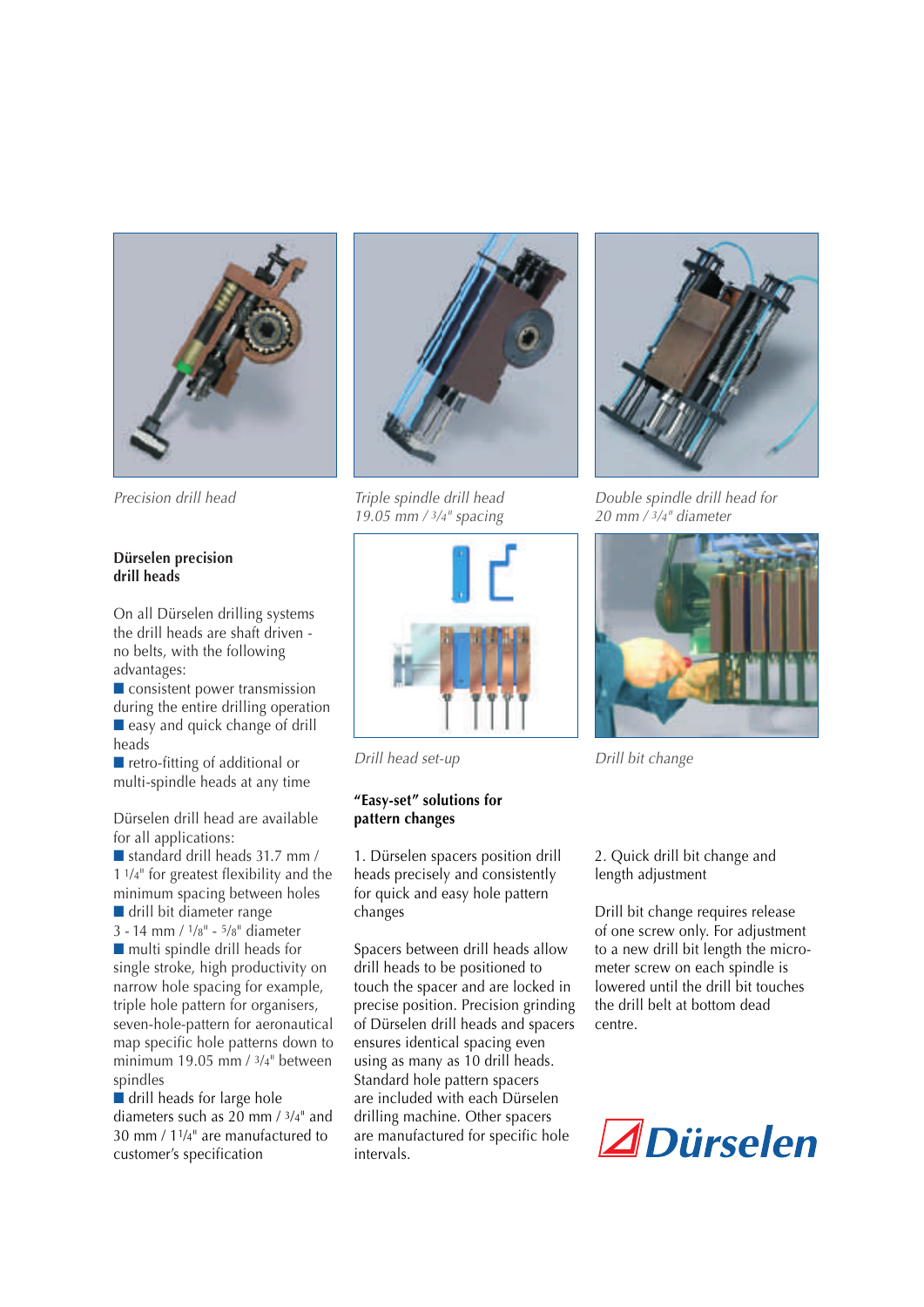*Precision drill head*

*Triple spindle drill head 19.05 mm / 3/4" spacing*

*Double spindle drill head for 20 mm / 3/4" diameter*

*Drill head set-up*

*Drill bit change*

### Dürselen precision drill heads

On all Dürselen drilling systems the drill heads are shaft driven - no belts, with the following advantages:

- consistent power transmission during the entire drilling operation
- easy and quick change of drill heads
- retro-fitting of additional or multi-spindle heads at any time

Dürselen drill head are available for all applications:

- standard drill heads 31.7 mm / 1 1/4" for greatest flexibility and the minimum spacing between holes
- drill bit diameter range 3 - 14 mm / 1/8" - 5/8" diameter
- multi spindle drill heads for single stroke, high productivity on narrow hole spacing for example, triple hole pattern for organisers, seven-hole-pattern for aeronautical map specific hole patterns down to minimum 19.05 mm / 3/4" between spindles
- drill heads for large hole diameters such as 20 mm / 3/4" and 30 mm / 1 1/4" are manufactured to customer's specification

### "Easy-set" solutions for pattern changes

1. Dürselen spacers position drill heads precisely and consistently for quick and easy hole pattern changes

Spacers between drill heads allow drill heads to be positioned to touch the spacer and are locked in precise position. Precision grinding of Dürselen drill heads and spacers ensures identical spacing even using as many as 10 drill heads. Standard hole pattern spacers are included with each Dürselen drilling machine. Other spacers are manufactured for specific hole intervals.

2. Quick drill bit change and length adjustment

Drill bit change requires release of one screw only. For adjustment to a new drill bit length the micrometer screw on each spindle is lowered until the drill bit touches the drill belt at bottom dead centre.

Dürselen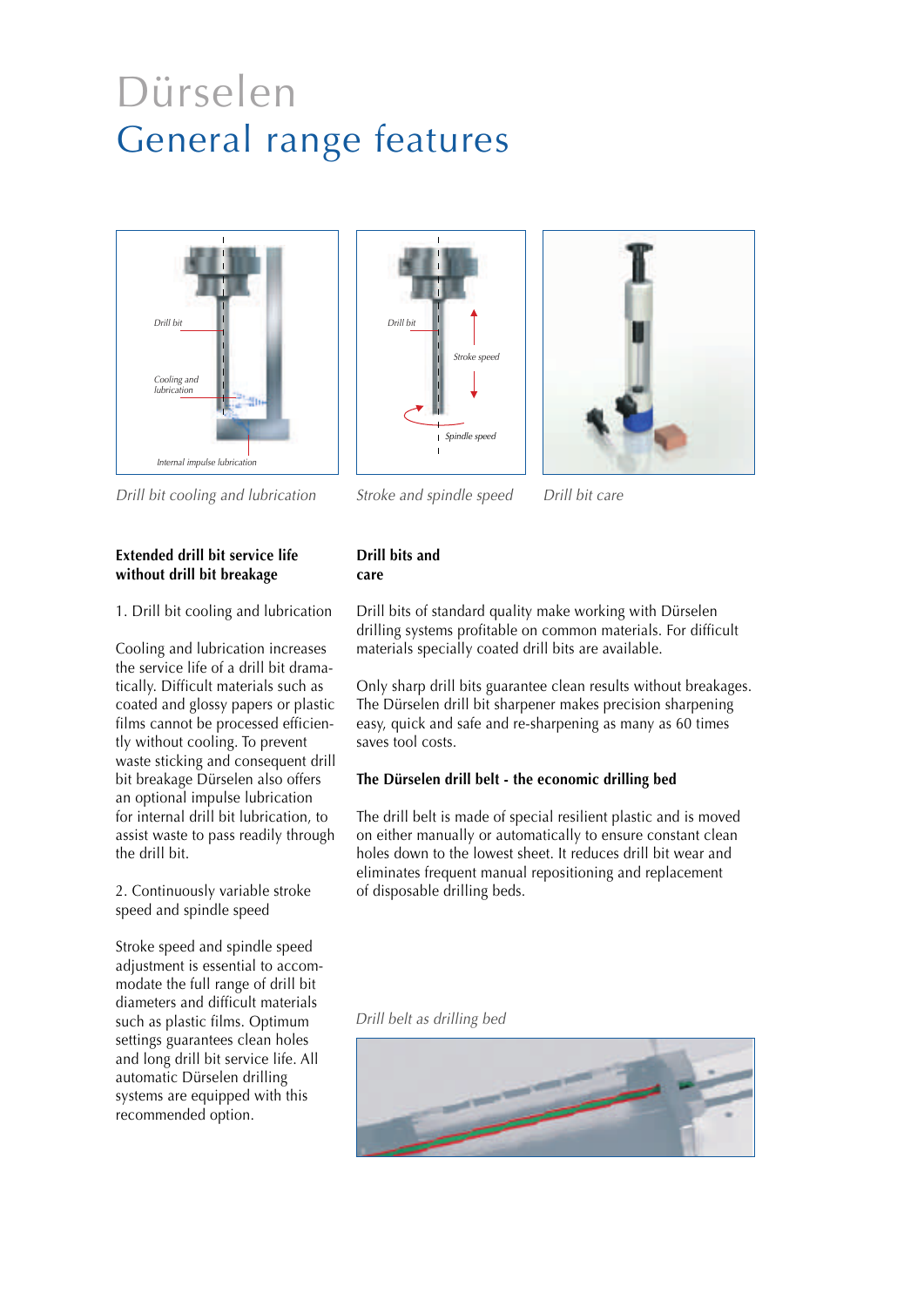# Dürselen

## General range features

*Drill bit cooling and lubrication*

*Stroke and spindle speed*

*Drill bit care*

### Extended drill bit service life without drill bit breakage

1. Drill bit cooling and lubrication

Cooling and lubrication increases the service life of a drill bit dramatically. Difficult materials such as coated and glossy papers or plastic films cannot be processed efficiently without cooling. To prevent waste sticking and consequent drill bit breakage Dürselen also offers an optional impulse lubrication for internal drill bit lubrication, to assist waste to pass readily through the drill bit.

2. Continuously variable stroke speed and spindle speed

Stroke speed and spindle speed adjustment is essential to accommodate the full range of drill bit diameters and difficult materials such as plastic films. Optimum settings guarantees clean holes and long drill bit service life. All automatic Dürselen drilling systems are equipped with this recommended option.

### Drill bits and care

Drill bits of standard quality make working with Dürselen drilling systems profitable on common materials. For difficult materials specially coated drill bits are available.

Only sharp drill bits guarantee clean results without breakages. The Dürselen drill bit sharpener makes precision sharpening easy, quick and safe and re-sharpening as many as 60 times saves tool costs.

### The Dürselen drill belt - the economic drilling bed

The drill belt is made of special resilient plastic and is moved on either manually or automatically to ensure constant clean holes down to the lowest sheet. It reduces drill bit wear and eliminates frequent manual repositioning and replacement of disposable drilling beds.

*Drill belt as drilling bed*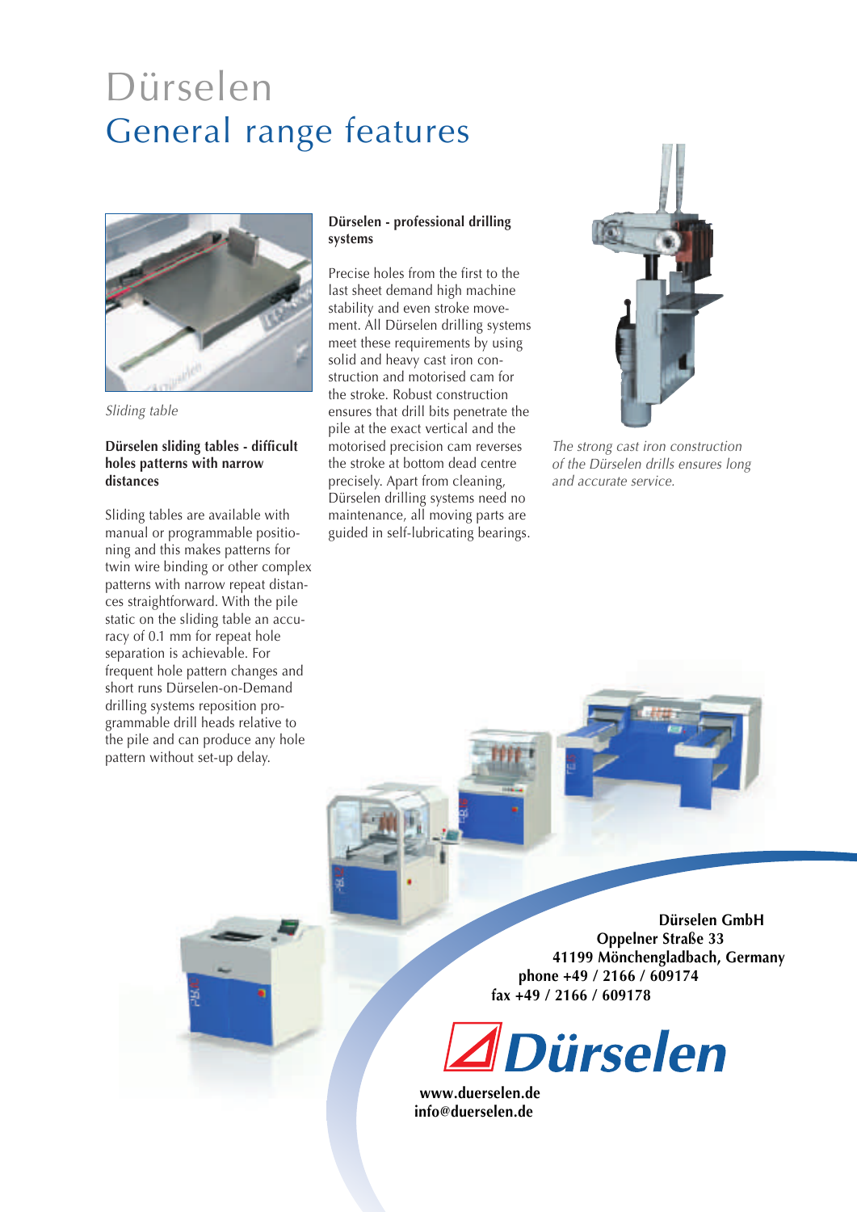# Dürselen
## General range features

*Sliding table*

**Dürselen sliding tables - difficult holes patterns with narrow distances**

Sliding tables are available with manual or programmable positioning and this makes patterns for twin wire binding or other complex patterns with narrow repeat distances straightforward. With the pile static on the sliding table an accuracy of 0.1 mm for repeat hole separation is achievable. For frequent hole pattern changes and short runs Dürselen-on-Demand drilling systems reposition programmable drill heads relative to the pile and can produce any hole pattern without set-up delay.

**Dürselen - professional drilling systems**

Precise holes from the first to the last sheet demand high machine stability and even stroke movement. All Dürselen drilling systems meet these requirements by using solid and heavy cast iron construction and motorised cam for the stroke. Robust construction ensures that drill bits penetrate the pile at the exact vertical and the motorised precision cam reverses the stroke at bottom dead centre precisely. Apart from cleaning, Dürselen drilling systems need no maintenance, all moving parts are guided in self-lubricating bearings.

*The strong cast iron construction of the Dürselen drills ensures long and accurate service.*

**Dürselen GmbH**
**Oppelner Straße 33**
**41199 Mönchengladbach, Germany**
**phone +49 / 2166 / 609174**
**fax +49 / 2166 / 609178**

**Dürselen**

**www.duerselen.de**
**info@duerselen.de**